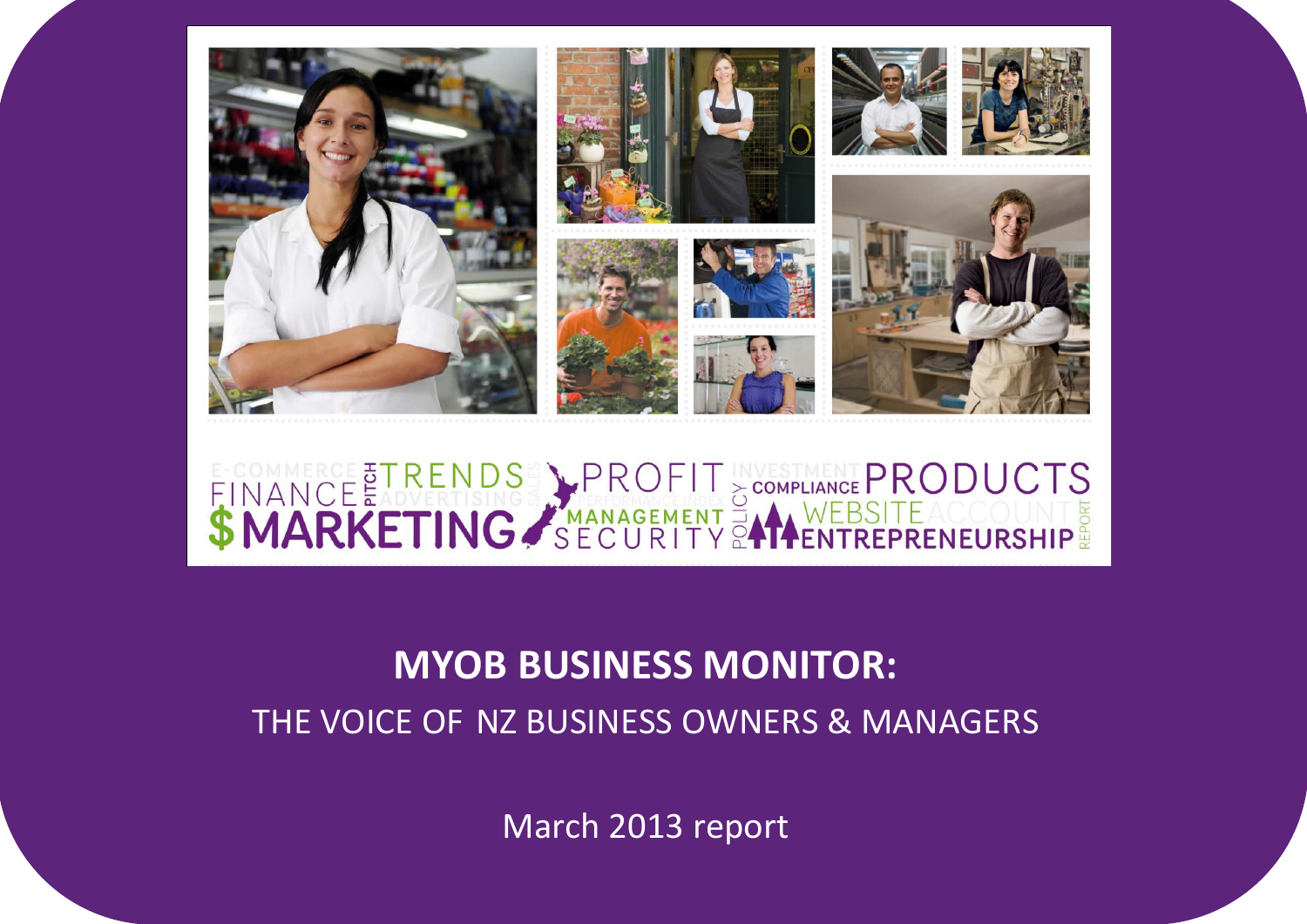# MYOB BUSINESS MONITOR:

THE VOICE OF NZ BUSINESS OWNERS & MANAGERS

March 2013 report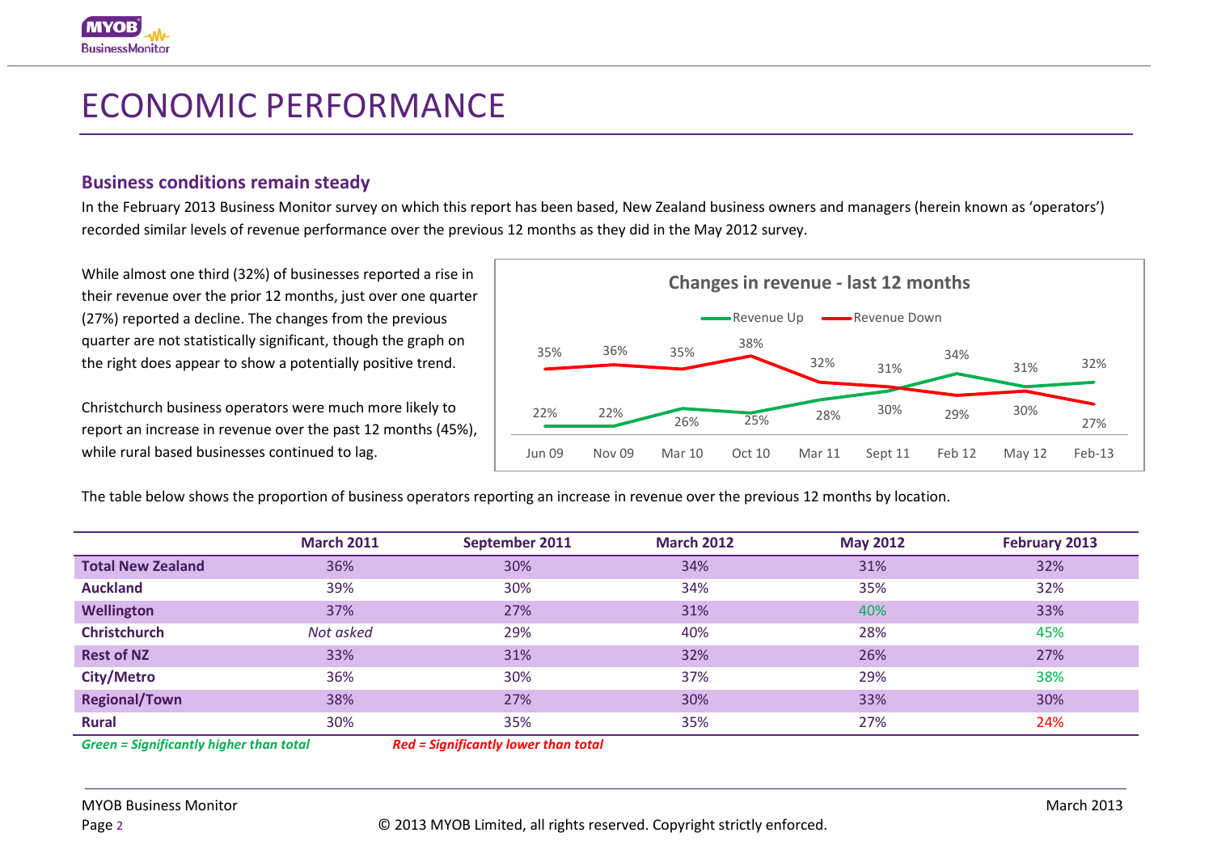# ECONOMIC PERFORMANCE

## Business conditions remain steady

In the February 2013 Business Monitor survey on which this report has been based, New Zealand business owners and managers (herein known as 'operators') recorded similar levels of revenue performance over the previous 12 months as they did in the May 2012 survey.

While almost one third (32%) of businesses reported a rise in their revenue over the prior 12 months, just over one quarter (27%) reported a decline. The changes from the previous quarter are not statistically significant, though the graph on the right does appear to show a potentially positive trend.

Christchurch business operators were much more likely to report an increase in revenue over the past 12 months (45%), while rural based businesses continued to lag.

**Changes in revenue - last 12 months**

| | Jun 09 | Nov 09 | Mar 10 | Oct 10 | Mar 11 | Sept 11 | Feb 12 | May 12 | Feb-13 |
|---|---|---|---|---|---|---|---|---|---|
| Revenue Up | 22% | 22% | 26% | 25% | 28% | 30% | 34% | 31% | 32% |
| Revenue Down | 35% | 36% | 35% | 38% | 32% | 31% | 29% | 30% | 27% |

The table below shows the proportion of business operators reporting an increase in revenue over the previous 12 months by location.

| | March 2011 | September 2011 | March 2012 | May 2012 | February 2013 |
|---|---|---|---|---|---|
| **Total New Zealand** | 36% | 30% | 34% | 31% | 32% |
| **Auckland** | 39% | 30% | 34% | 35% | 32% |
| **Wellington** | 37% | 27% | 31% | 40% | 33% |
| **Christchurch** | *Not asked* | 29% | 40% | 28% | 45% |
| **Rest of NZ** | 33% | 31% | 32% | 26% | 27% |
| **City/Metro** | 36% | 30% | 37% | 29% | 38% |
| **Regional/Town** | 38% | 27% | 30% | 33% | 30% |
| **Rural** | 30% | 35% | 35% | 27% | 24% |

***Green = Significantly higher than total*** ***Red = Significantly lower than total***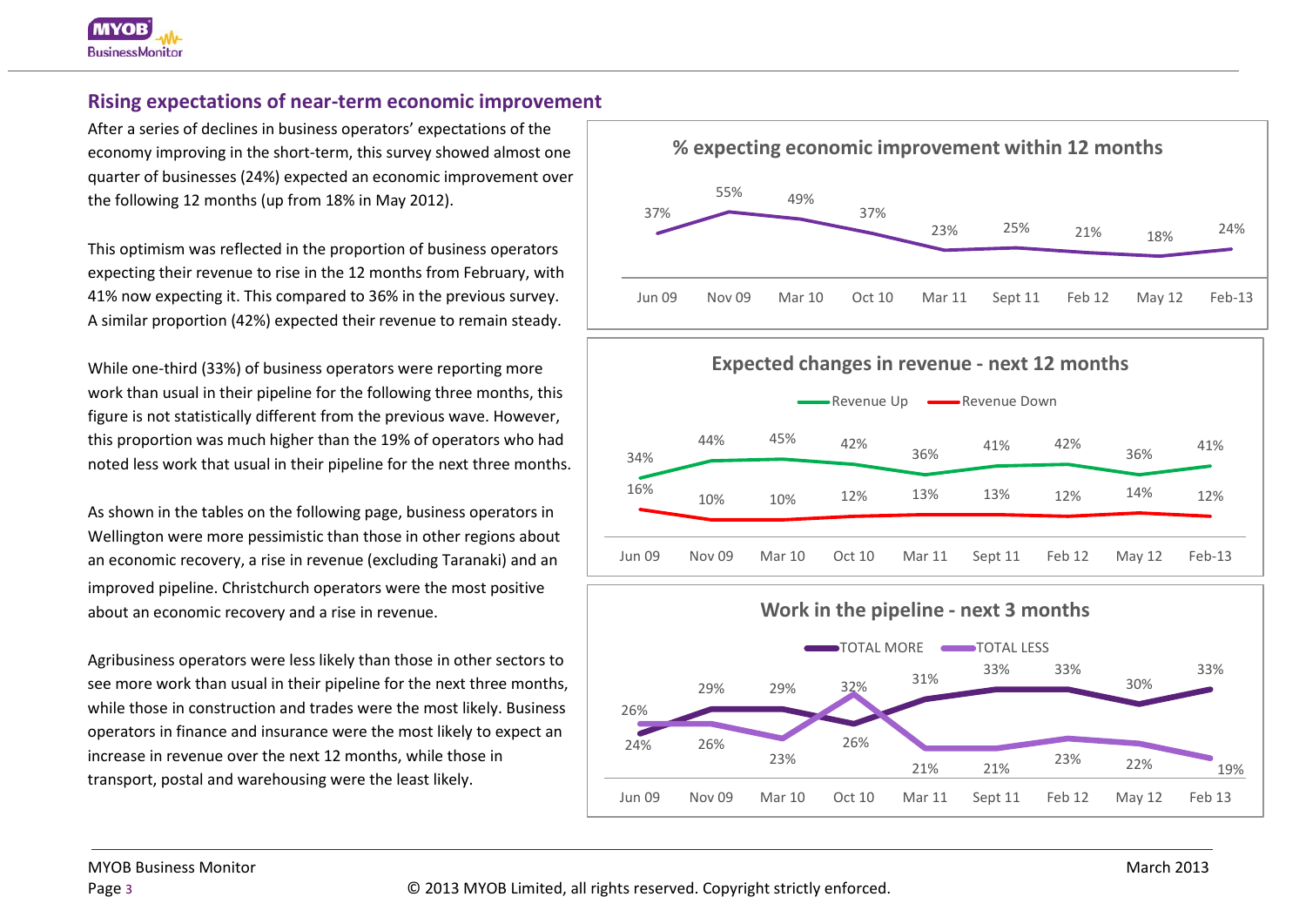## Rising expectations of near-term economic improvement

After a series of declines in business operators' expectations of the economy improving in the short-term, this survey showed almost one quarter of businesses (24%) expected an economic improvement over the following 12 months (up from 18% in May 2012).

This optimism was reflected in the proportion of business operators expecting their revenue to rise in the 12 months from February, with 41% now expecting it. This compared to 36% in the previous survey. A similar proportion (42%) expected their revenue to remain steady.

While one-third (33%) of business operators were reporting more work than usual in their pipeline for the following three months, this figure is not statistically different from the previous wave. However, this proportion was much higher than the 19% of operators who had noted less work that usual in their pipeline for the next three months.

As shown in the tables on the following page, business operators in Wellington were more pessimistic than those in other regions about an economic recovery, a rise in revenue (excluding Taranaki) and an improved pipeline. Christchurch operators were the most positive about an economic recovery and a rise in revenue.

Agribusiness operators were less likely than those in other sectors to see more work than usual in their pipeline for the next three months, while those in construction and trades were the most likely. Business operators in finance and insurance were the most likely to expect an increase in revenue over the next 12 months, while those in transport, postal and warehousing were the least likely.

**% expecting economic improvement within 12 months**

| Jun 09 | Nov 09 | Mar 10 | Oct 10 | Mar 11 | Sept 11 | Feb 12 | May 12 | Feb-13 |
|---|---|---|---|---|---|---|---|---|
| 37% | 55% | 49% | 37% | 23% | 25% | 21% | 18% | 24% |

**Expected changes in revenue - next 12 months**

| | Jun 09 | Nov 09 | Mar 10 | Oct 10 | Mar 11 | Sept 11 | Feb 12 | May 12 | Feb-13 |
|---|---|---|---|---|---|---|---|---|---|
| Revenue Up | 34% | 44% | 45% | 42% | 36% | 41% | 42% | 36% | 41% |
| Revenue Down | 16% | 10% | 10% | 12% | 13% | 13% | 12% | 14% | 12% |

**Work in the pipeline - next 3 months**

| | Jun 09 | Nov 09 | Mar 10 | Oct 10 | Mar 11 | Sept 11 | Feb 12 | May 12 | Feb 13 |
|---|---|---|---|---|---|---|---|---|---|
| TOTAL MORE | 24% | 29% | 29% | 26% | 31% | 33% | 33% | 30% | 33% |
| TOTAL LESS | 26% | 26% | 23% | 32% | 21% | 21% | 23% | 22% | 19% |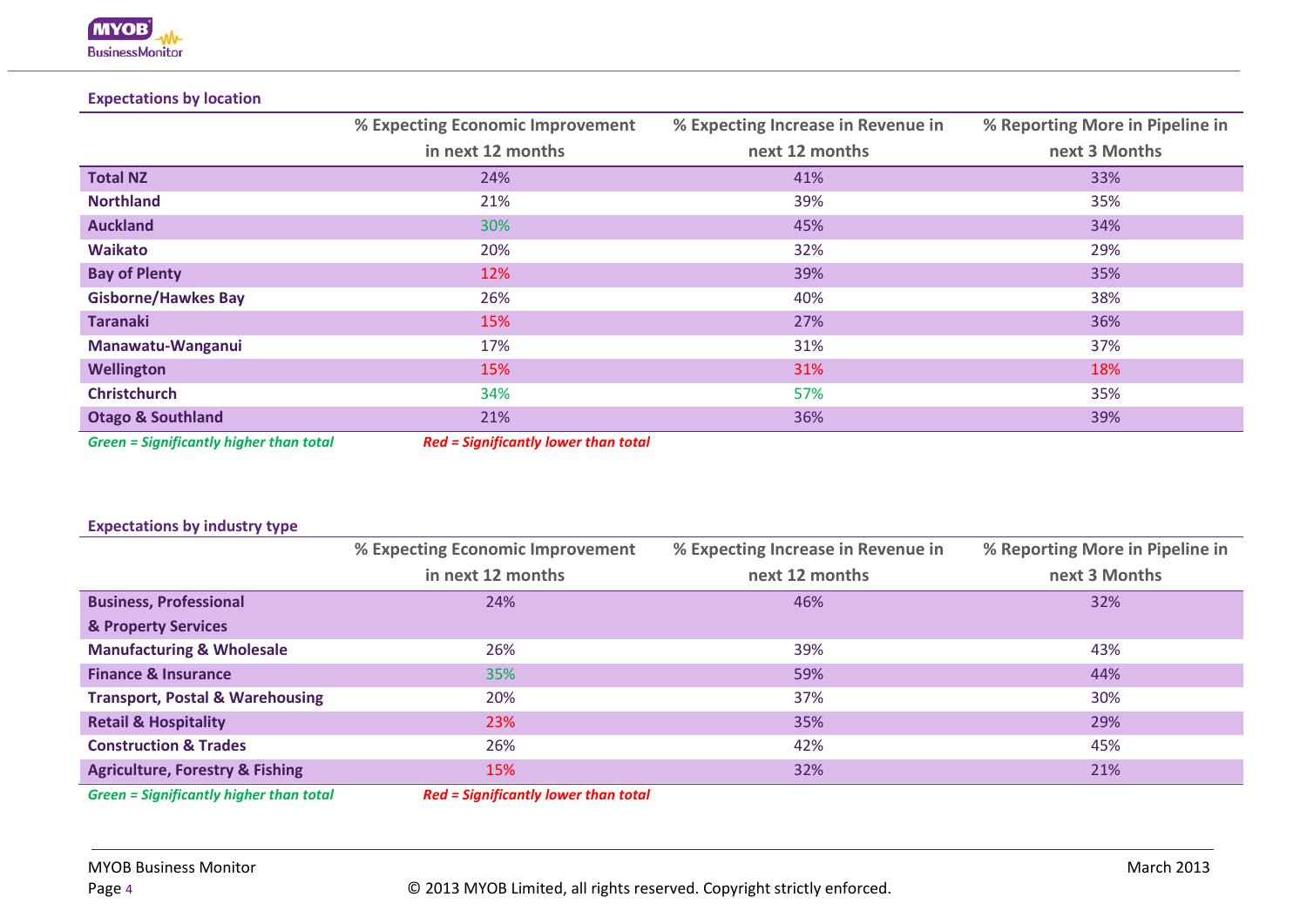### Expectations by location

| | % Expecting Economic Improvement in next 12 months | % Expecting Increase in Revenue in next 12 months | % Reporting More in Pipeline in next 3 Months |
|---|---|---|---|
| **Total NZ** | 24% | 41% | 33% |
| **Northland** | 21% | 39% | 35% |
| **Auckland** | 30% | 45% | 34% |
| **Waikato** | 20% | 32% | 29% |
| **Bay of Plenty** | 12% | 39% | 35% |
| **Gisborne/Hawkes Bay** | 26% | 40% | 38% |
| **Taranaki** | 15% | 27% | 36% |
| **Manawatu-Wanganui** | 17% | 31% | 37% |
| **Wellington** | 15% | 31% | 18% |
| **Christchurch** | 34% | 57% | 35% |
| **Otago & Southland** | 21% | 36% | 39% |

***Green = Significantly higher than total*** ***Red = Significantly lower than total***

### Expectations by industry type

| | % Expecting Economic Improvement in next 12 months | % Expecting Increase in Revenue in next 12 months | % Reporting More in Pipeline in next 3 Months |
|---|---|---|---|
| **Business, Professional & Property Services** | 24% | 46% | 32% |
| **Manufacturing & Wholesale** | 26% | 39% | 43% |
| **Finance & Insurance** | 35% | 59% | 44% |
| **Transport, Postal & Warehousing** | 20% | 37% | 30% |
| **Retail & Hospitality** | 23% | 35% | 29% |
| **Construction & Trades** | 26% | 42% | 45% |
| **Agriculture, Forestry & Fishing** | 15% | 32% | 21% |

***Green = Significantly higher than total*** ***Red = Significantly lower than total***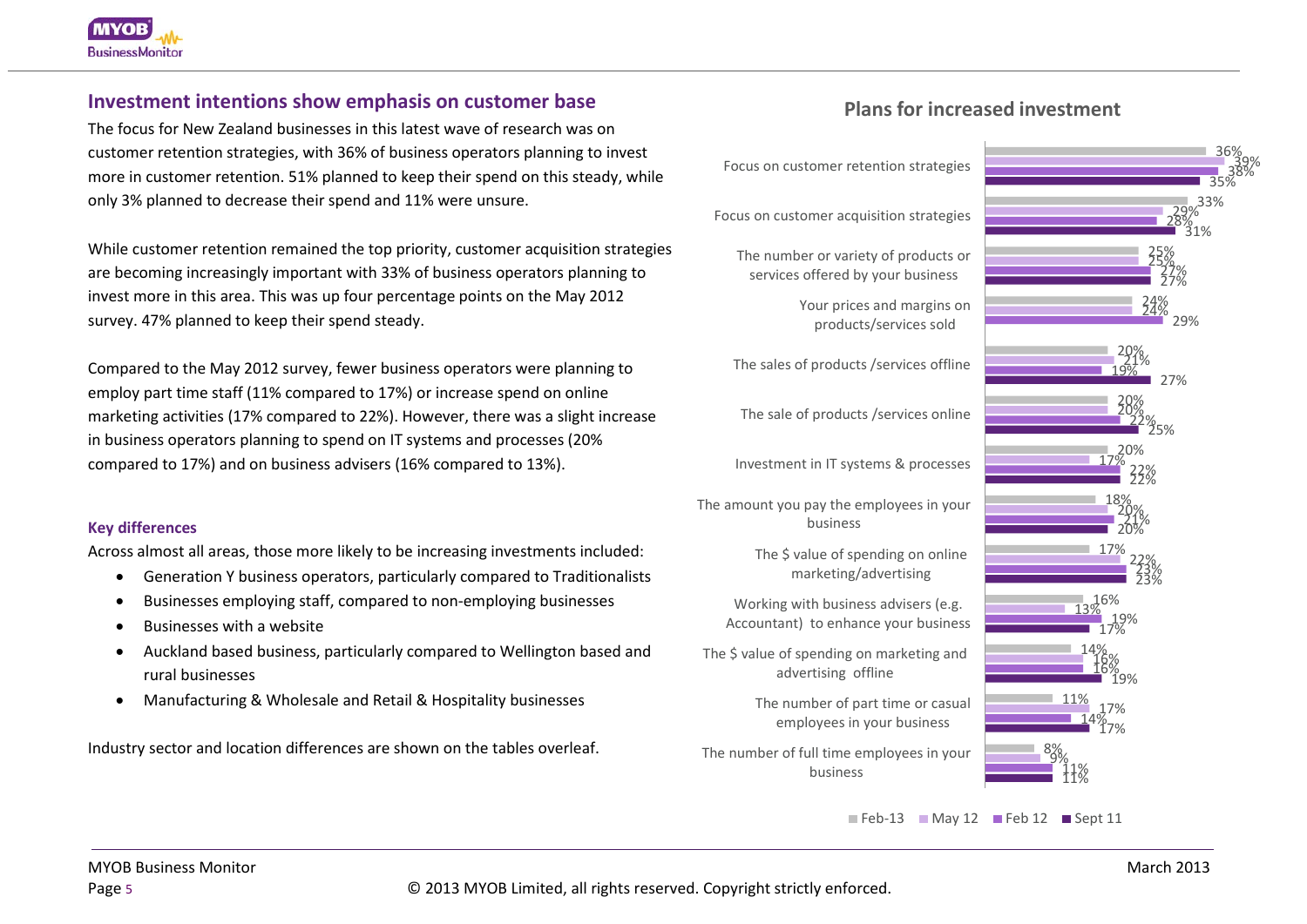## Investment intentions show emphasis on customer base

The focus for New Zealand businesses in this latest wave of research was on customer retention strategies, with 36% of business operators planning to invest more in customer retention. 51% planned to keep their spend on this steady, while only 3% planned to decrease their spend and 11% were unsure.

While customer retention remained the top priority, customer acquisition strategies are becoming increasingly important with 33% of business operators planning to invest more in this area. This was up four percentage points on the May 2012 survey. 47% planned to keep their spend steady.

Compared to the May 2012 survey, fewer business operators were planning to employ part time staff (11% compared to 17%) or increase spend on online marketing activities (17% compared to 22%). However, there was a slight increase in business operators planning to spend on IT systems and processes (20% compared to 17%) and on business advisers (16% compared to 13%).

### Key differences

Across almost all areas, those more likely to be increasing investments included:

- Generation Y business operators, particularly compared to Traditionalists
- Businesses employing staff, compared to non-employing businesses
- Businesses with a website
- Auckland based business, particularly compared to Wellington based and rural businesses
- Manufacturing & Wholesale and Retail & Hospitality businesses

Industry sector and location differences are shown on the tables overleaf.

### Plans for increased investment

| | Feb-13 | May 12 | Feb 12 | Sept 11 |
|---|---|---|---|---|
| Focus on customer retention strategies | 36% | 39% | 38% | 35% |
| Focus on customer acquisition strategies | 33% | 29% | 28% | 31% |
| The number or variety of products or services offered by your business | 25% | 25% | 27% | 27% |
| Your prices and margins on products/services sold | 24% | 24% | 29% | |
| The sales of products /services offline | 20% | 21% | 19% | 27% |
| The sale of products /services online | 20% | 20% | 22% | 25% |
| Investment in IT systems & processes | 20% | 17% | 22% | 22% |
| The amount you pay the employees in your business | 18% | 20% | 21% | 20% |
| The $ value of spending on online marketing/advertising | 17% | 22% | 23% | 23% |
| Working with business advisers (e.g. Accountant) to enhance your business | 16% | 13% | 19% | 17% |
| The $ value of spending on marketing and advertising offline | 14% | 16% | 16% | 19% |
| The number of part time or casual employees in your business | 11% | 17% | 14% | 17% |
| The number of full time employees in your business | 8% | 9% | 11% | 11% |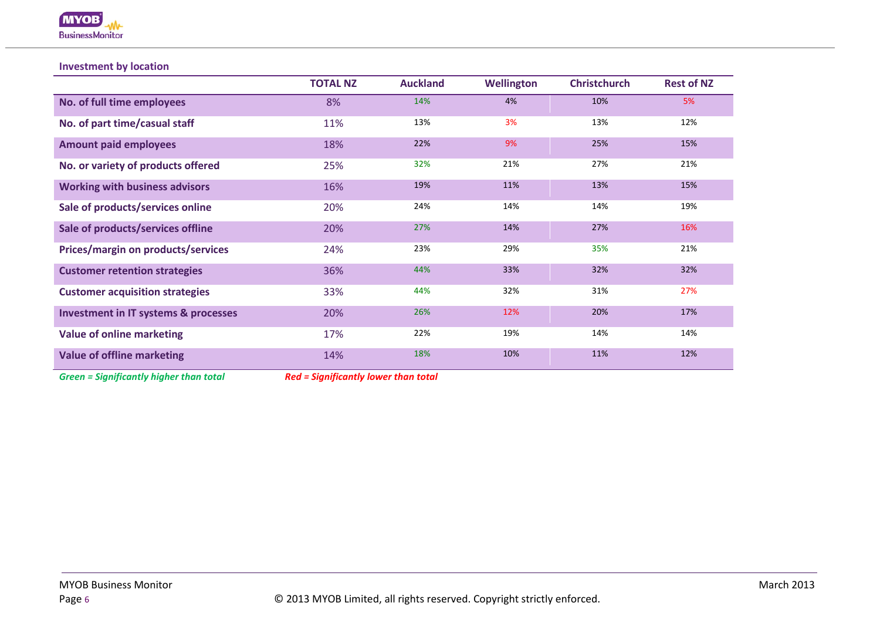### Investment by location

| | TOTAL NZ | Auckland | Wellington | Christchurch | Rest of NZ |
|---|---|---|---|---|---|
| **No. of full time employees** | 8% | 14% | 4% | 10% | 5% |
| **No. of part time/casual staff** | 11% | 13% | 3% | 13% | 12% |
| **Amount paid employees** | 18% | 22% | 9% | 25% | 15% |
| **No. or variety of products offered** | 25% | 32% | 21% | 27% | 21% |
| **Working with business advisors** | 16% | 19% | 11% | 13% | 15% |
| **Sale of products/services online** | 20% | 24% | 14% | 14% | 19% |
| **Sale of products/services offline** | 20% | 27% | 14% | 27% | 16% |
| **Prices/margin on products/services** | 24% | 23% | 29% | 35% | 21% |
| **Customer retention strategies** | 36% | 44% | 33% | 32% | 32% |
| **Customer acquisition strategies** | 33% | 44% | 32% | 31% | 27% |
| **Investment in IT systems & processes** | 20% | 26% | 12% | 20% | 17% |
| **Value of online marketing** | 17% | 22% | 19% | 14% | 14% |
| **Value of offline marketing** | 14% | 18% | 10% | 11% | 12% |

***Green = Significantly higher than total*** ***Red = Significantly lower than total***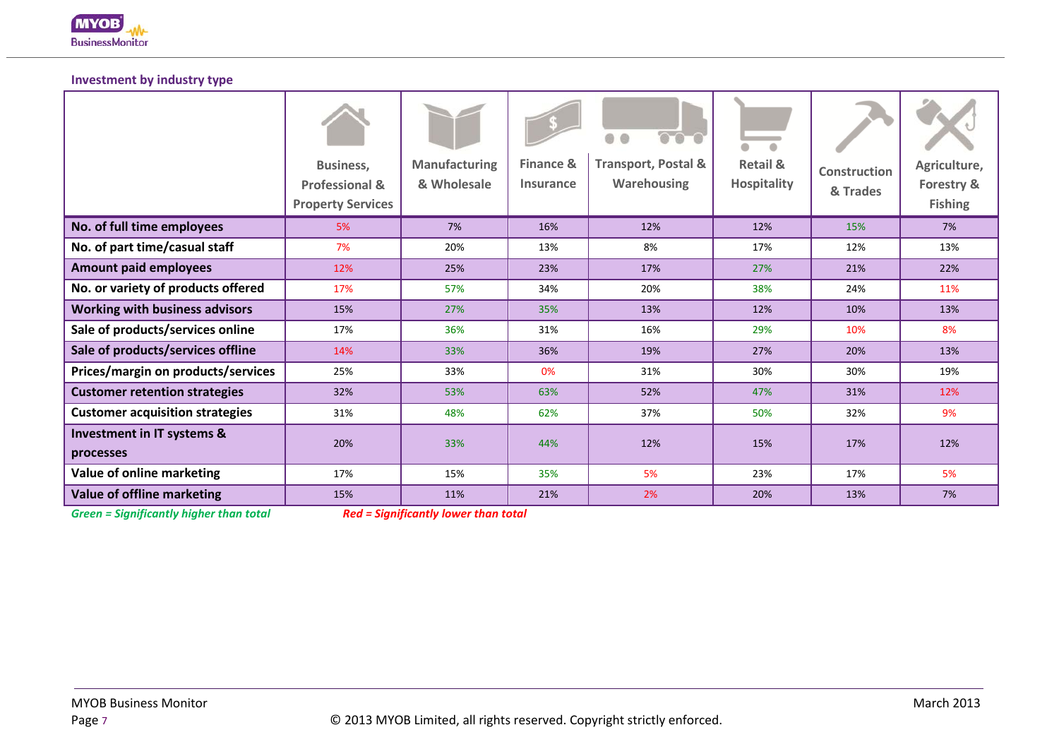## Investment by industry type

| | Business, Professional & Property Services | Manufacturing & Wholesale | Finance & Insurance | Transport, Postal & Warehousing | Retail & Hospitality | Construction & Trades | Agriculture, Forestry & Fishing |
|---|---|---|---|---|---|---|---|
| **No. of full time employees** | 5% | 7% | 16% | 12% | 12% | 15% | 7% |
| **No. of part time/casual staff** | 7% | 20% | 13% | 8% | 17% | 12% | 13% |
| **Amount paid employees** | 12% | 25% | 23% | 17% | 27% | 21% | 22% |
| **No. or variety of products offered** | 17% | 57% | 34% | 20% | 38% | 24% | 11% |
| **Working with business advisors** | 15% | 27% | 35% | 13% | 12% | 10% | 13% |
| **Sale of products/services online** | 17% | 36% | 31% | 16% | 29% | 10% | 8% |
| **Sale of products/services offline** | 14% | 33% | 36% | 19% | 27% | 20% | 13% |
| **Prices/margin on products/services** | 25% | 33% | 0% | 31% | 30% | 30% | 19% |
| **Customer retention strategies** | 32% | 53% | 63% | 52% | 47% | 31% | 12% |
| **Customer acquisition strategies** | 31% | 48% | 62% | 37% | 50% | 32% | 9% |
| **Investment in IT systems & processes** | 20% | 33% | 44% | 12% | 15% | 17% | 12% |
| **Value of online marketing** | 17% | 15% | 35% | 5% | 23% | 17% | 5% |
| **Value of offline marketing** | 15% | 11% | 21% | 2% | 20% | 13% | 7% |

*Green = Significantly higher than total* *Red = Significantly lower than total*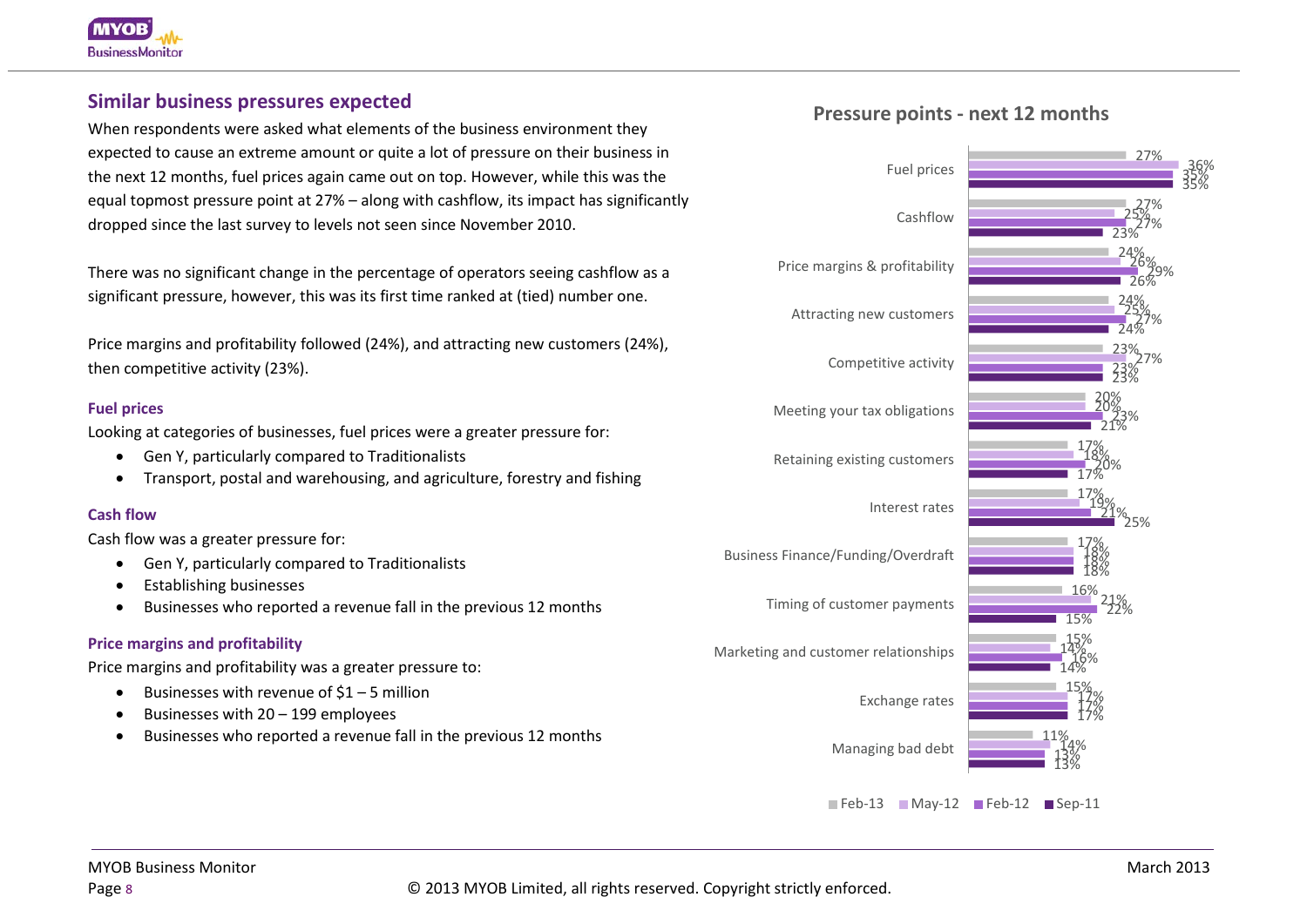## Similar business pressures expected

When respondents were asked what elements of the business environment they expected to cause an extreme amount or quite a lot of pressure on their business in the next 12 months, fuel prices again came out on top. However, while this was the equal topmost pressure point at 27% – along with cashflow, its impact has significantly dropped since the last survey to levels not seen since November 2010.

There was no significant change in the percentage of operators seeing cashflow as a significant pressure, however, this was its first time ranked at (tied) number one.

Price margins and profitability followed (24%), and attracting new customers (24%), then competitive activity (23%).

### Fuel prices

Looking at categories of businesses, fuel prices were a greater pressure for:

- Gen Y, particularly compared to Traditionalists
- Transport, postal and warehousing, and agriculture, forestry and fishing

### Cash flow

Cash flow was a greater pressure for:

- Gen Y, particularly compared to Traditionalists
- Establishing businesses
- Businesses who reported a revenue fall in the previous 12 months

### Price margins and profitability

Price margins and profitability was a greater pressure to:

- Businesses with revenue of $1 – 5 million
- Businesses with 20 – 199 employees
- Businesses who reported a revenue fall in the previous 12 months

**Pressure points - next 12 months**

| | Feb-13 | May-12 | Feb-12 | Sep-11 |
|---|---|---|---|---|
| Fuel prices | 27% | 36% | 35% | 35% |
| Cashflow | 27% | 25% | 27% | 23% |
| Price margins & profitability | 24% | 26% | 29% | 26% |
| Attracting new customers | 24% | 25% | 27% | 24% |
| Competitive activity | 23% | 27% | 23% | 23% |
| Meeting your tax obligations | 20% | 20% | 23% | 21% |
| Retaining existing customers | 17% | 18% | 20% | 17% |
| Interest rates | 17% | 19% | 21% | 25% |
| Business Finance/Funding/Overdraft | 17% | 18% | 18% | 18% |
| Timing of customer payments | 16% | 21% | 22% | 15% |
| Marketing and customer relationships | 15% | 14% | 16% | 14% |
| Exchange rates | 15% | 17% | 17% | 17% |
| Managing bad debt | 11% | 14% | 13% | 13% |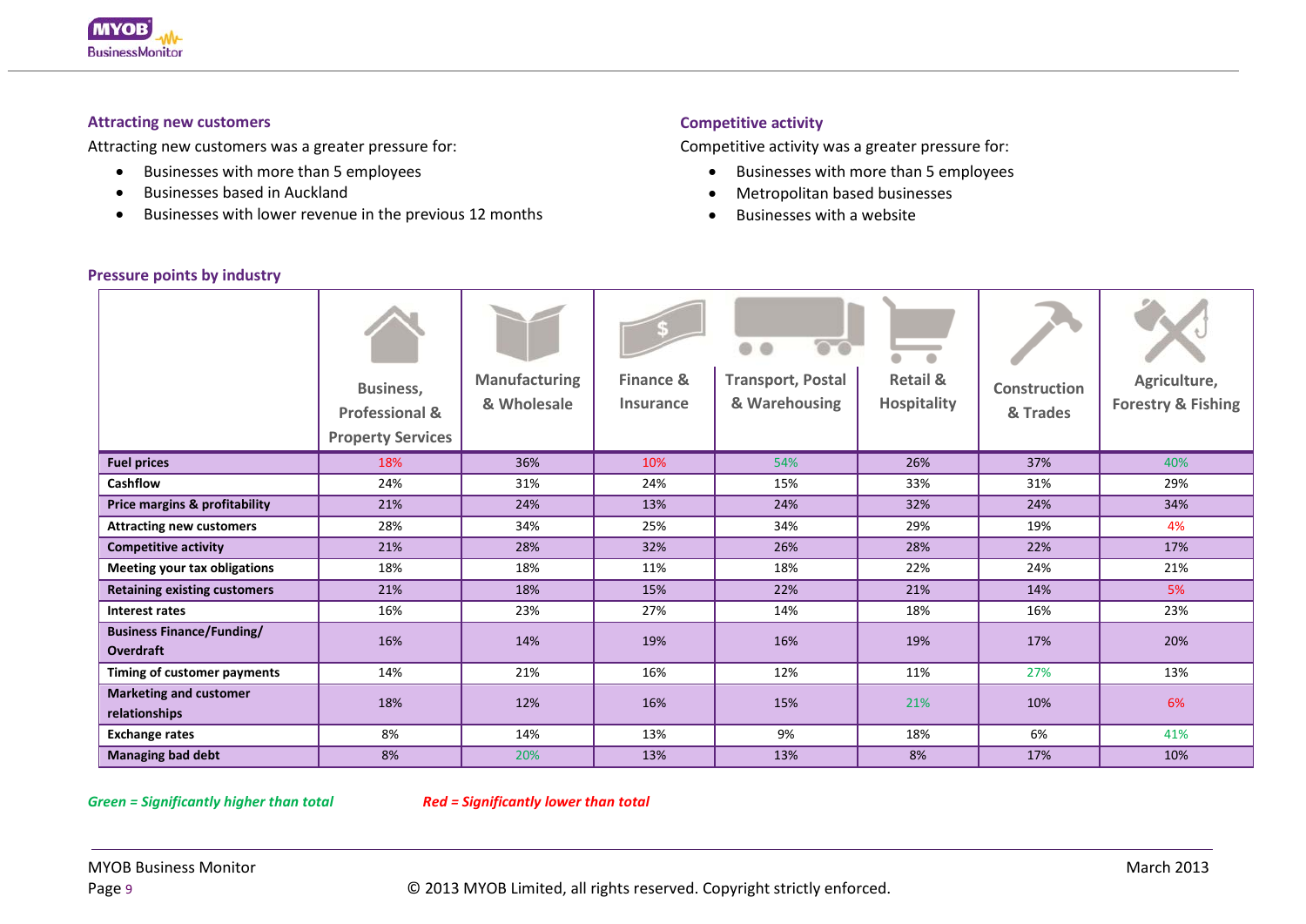### Attracting new customers

Attracting new customers was a greater pressure for:

- Businesses with more than 5 employees
- Businesses based in Auckland
- Businesses with lower revenue in the previous 12 months

### Competitive activity

Competitive activity was a greater pressure for:

- Businesses with more than 5 employees
- Metropolitan based businesses
- Businesses with a website

### Pressure points by industry

| | Business, Professional & Property Services | Manufacturing & Wholesale | Finance & Insurance | Transport, Postal & Warehousing | Retail & Hospitality | Construction & Trades | Agriculture, Forestry & Fishing |
|---|---|---|---|---|---|---|---|
| **Fuel prices** | 18% | 36% | 10% | 54% | 26% | 37% | 40% |
| **Cashflow** | 24% | 31% | 24% | 15% | 33% | 31% | 29% |
| **Price margins & profitability** | 21% | 24% | 13% | 24% | 32% | 24% | 34% |
| **Attracting new customers** | 28% | 34% | 25% | 34% | 29% | 19% | 4% |
| **Competitive activity** | 21% | 28% | 32% | 26% | 28% | 22% | 17% |
| **Meeting your tax obligations** | 18% | 18% | 11% | 18% | 22% | 24% | 21% |
| **Retaining existing customers** | 21% | 18% | 15% | 22% | 21% | 14% | 5% |
| **Interest rates** | 16% | 23% | 27% | 14% | 18% | 16% | 23% |
| **Business Finance/Funding/ Overdraft** | 16% | 14% | 19% | 16% | 19% | 17% | 20% |
| **Timing of customer payments** | 14% | 21% | 16% | 12% | 11% | 27% | 13% |
| **Marketing and customer relationships** | 18% | 12% | 16% | 15% | 21% | 10% | 6% |
| **Exchange rates** | 8% | 14% | 13% | 9% | 18% | 6% | 41% |
| **Managing bad debt** | 8% | 20% | 13% | 13% | 8% | 17% | 10% |

*Green = Significantly higher than total* *Red = Significantly lower than total*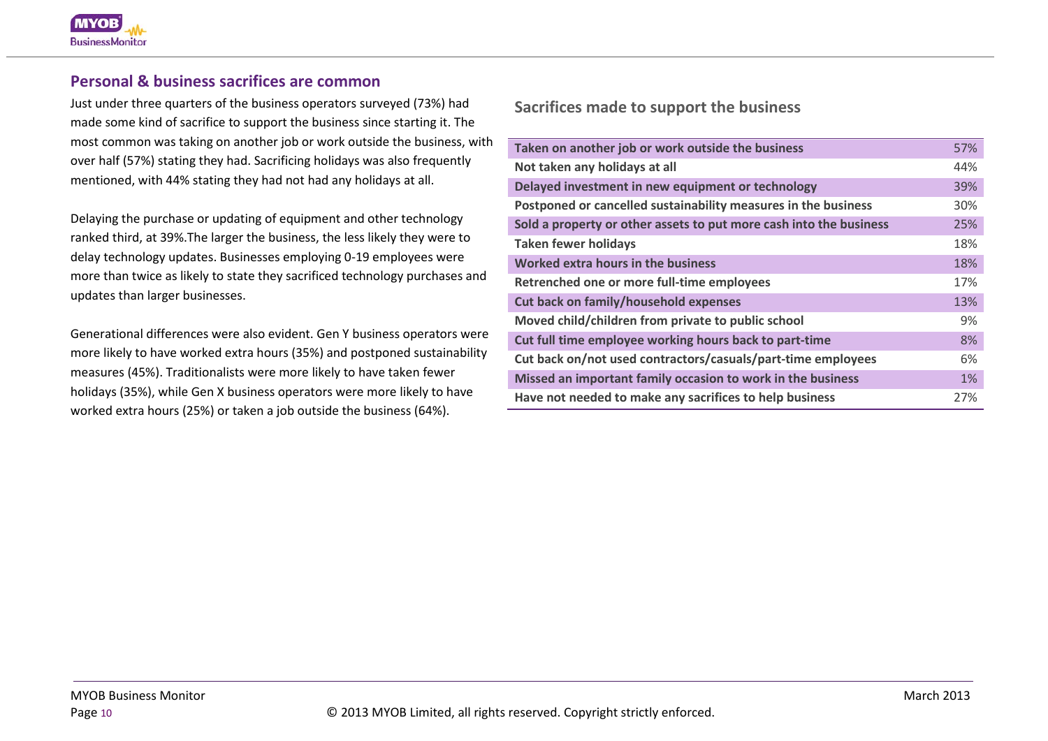## Personal & business sacrifices are common

Just under three quarters of the business operators surveyed (73%) had made some kind of sacrifice to support the business since starting it. The most common was taking on another job or work outside the business, with over half (57%) stating they had. Sacrificing holidays was also frequently mentioned, with 44% stating they had not had any holidays at all.

Delaying the purchase or updating of equipment and other technology ranked third, at 39%.The larger the business, the less likely they were to delay technology updates. Businesses employing 0-19 employees were more than twice as likely to state they sacrificed technology purchases and updates than larger businesses.

Generational differences were also evident. Gen Y business operators were more likely to have worked extra hours (35%) and postponed sustainability measures (45%). Traditionalists were more likely to have taken fewer holidays (35%), while Gen X business operators were more likely to have worked extra hours (25%) or taken a job outside the business (64%).

### Sacrifices made to support the business

| Sacrifice | % |
|---|---|
| Taken on another job or work outside the business | 57% |
| Not taken any holidays at all | 44% |
| Delayed investment in new equipment or technology | 39% |
| Postponed or cancelled sustainability measures in the business | 30% |
| Sold a property or other assets to put more cash into the business | 25% |
| Taken fewer holidays | 18% |
| Worked extra hours in the business | 18% |
| Retrenched one or more full-time employees | 17% |
| Cut back on family/household expenses | 13% |
| Moved child/children from private to public school | 9% |
| Cut full time employee working hours back to part-time | 8% |
| Cut back on/not used contractors/casuals/part-time employees | 6% |
| Missed an important family occasion to work in the business | 1% |
| Have not needed to make any sacrifices to help business | 27% |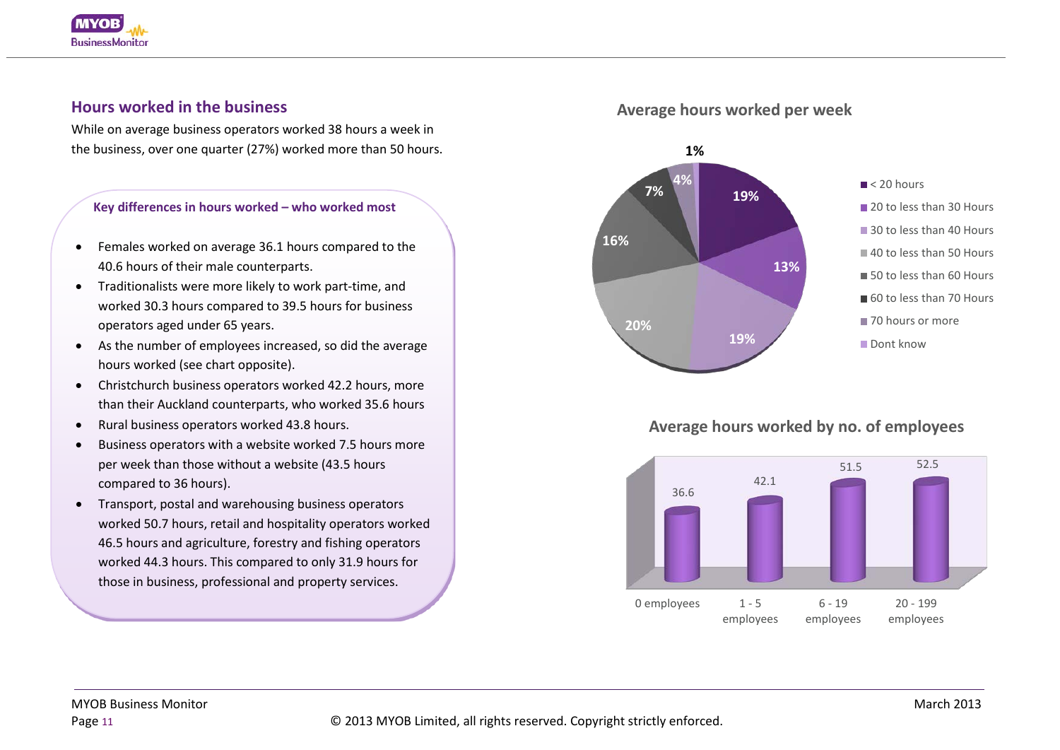## Hours worked in the business

While on average business operators worked 38 hours a week in the business, over one quarter (27%) worked more than 50 hours.

### Key differences in hours worked – who worked most

- Females worked on average 36.1 hours compared to the 40.6 hours of their male counterparts.
- Traditionalists were more likely to work part-time, and worked 30.3 hours compared to 39.5 hours for business operators aged under 65 years.
- As the number of employees increased, so did the average hours worked (see chart opposite).
- Christchurch business operators worked 42.2 hours, more than their Auckland counterparts, who worked 35.6 hours
- Rural business operators worked 43.8 hours.
- Business operators with a website worked 7.5 hours more per week than those without a website (43.5 hours compared to 36 hours).
- Transport, postal and warehousing business operators worked 50.7 hours, retail and hospitality operators worked 46.5 hours and agriculture, forestry and fishing operators worked 44.3 hours. This compared to only 31.9 hours for those in business, professional and property services.

### Average hours worked per week

| Hours | % |
|---|---|
| < 20 hours | 19% |
| 20 to less than 30 Hours | 13% |
| 30 to less than 40 Hours | 19% |
| 40 to less than 50 Hours | 20% |
| 50 to less than 60 Hours | 16% |
| 60 to less than 70 Hours | 7% |
| 70 hours or more | 4% |
| Dont know | 1% |

### Average hours worked by no. of employees

| 0 employees | 1 - 5 employees | 6 - 19 employees | 20 - 199 employees |
|---|---|---|---|
| 36.6 | 42.1 | 51.5 | 52.5 |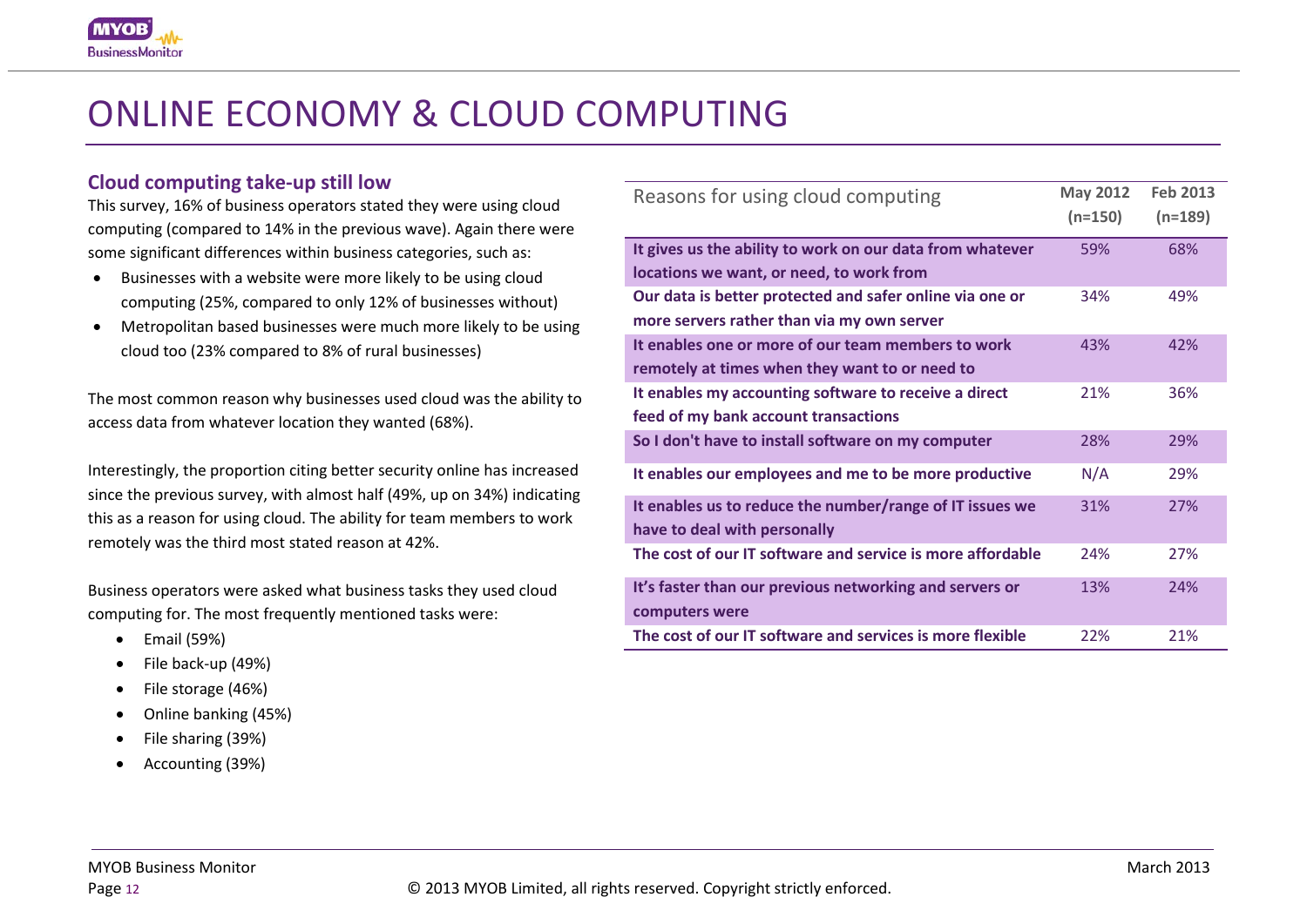# ONLINE ECONOMY & CLOUD COMPUTING

## Cloud computing take-up still low

This survey, 16% of business operators stated they were using cloud computing (compared to 14% in the previous wave). Again there were some significant differences within business categories, such as:

- Businesses with a website were more likely to be using cloud computing (25%, compared to only 12% of businesses without)
- Metropolitan based businesses were much more likely to be using cloud too (23% compared to 8% of rural businesses)

The most common reason why businesses used cloud was the ability to access data from whatever location they wanted (68%).

Interestingly, the proportion citing better security online has increased since the previous survey, with almost half (49%, up on 34%) indicating this as a reason for using cloud. The ability for team members to work remotely was the third most stated reason at 42%.

Business operators were asked what business tasks they used cloud computing for. The most frequently mentioned tasks were:

- Email (59%)
- File back-up (49%)
- File storage (46%)
- Online banking (45%)
- File sharing (39%)
- Accounting (39%)

| Reasons for using cloud computing | May 2012 (n=150) | Feb 2013 (n=189) |
|---|---|---|
| **It gives us the ability to work on our data from whatever locations we want, or need, to work from** | 59% | 68% |
| **Our data is better protected and safer online via one or more servers rather than via my own server** | 34% | 49% |
| **It enables one or more of our team members to work remotely at times when they want to or need to** | 43% | 42% |
| **It enables my accounting software to receive a direct feed of my bank account transactions** | 21% | 36% |
| **So I don't have to install software on my computer** | 28% | 29% |
| **It enables our employees and me to be more productive** | N/A | 29% |
| **It enables us to reduce the number/range of IT issues we have to deal with personally** | 31% | 27% |
| **The cost of our IT software and service is more affordable** | 24% | 27% |
| **It's faster than our previous networking and servers or computers were** | 13% | 24% |
| **The cost of our IT software and services is more flexible** | 22% | 21% |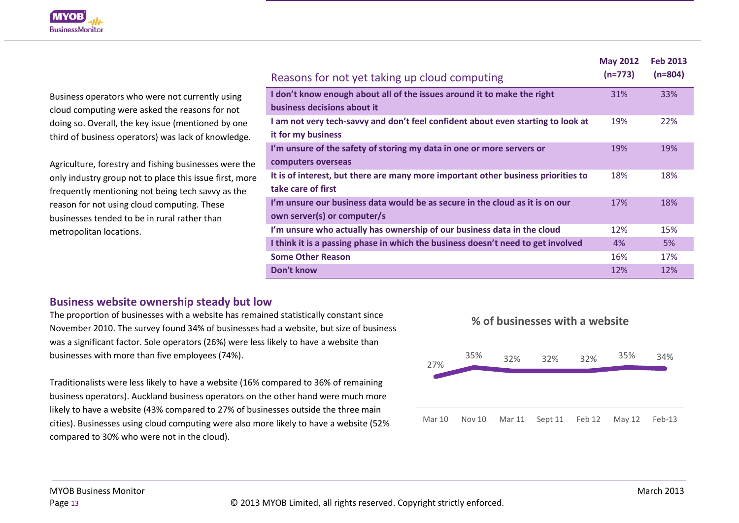Business operators who were not currently using cloud computing were asked the reasons for not doing so. Overall, the key issue (mentioned by one third of business operators) was lack of knowledge.

Agriculture, forestry and fishing businesses were the only industry group not to place this issue first, more frequently mentioning not being tech savvy as the reason for not using cloud computing. These businesses tended to be in rural rather than metropolitan locations.

| Reasons for not yet taking up cloud computing | May 2012 (n=773) | Feb 2013 (n=804) |
|---|---|---|
| **I don't know enough about all of the issues around it to make the right business decisions about it** | 31% | 33% |
| **I am not very tech-savvy and don't feel confident about even starting to look at it for my business** | 19% | 22% |
| **I'm unsure of the safety of storing my data in one or more servers or computers overseas** | 19% | 19% |
| **It is of interest, but there are many more important other business priorities to take care of first** | 18% | 18% |
| **I'm unsure our business data would be as secure in the cloud as it is on our own server(s) or computer/s** | 17% | 18% |
| **I'm unsure who actually has ownership of our business data in the cloud** | 12% | 15% |
| **I think it is a passing phase in which the business doesn't need to get involved** | 4% | 5% |
| **Some Other Reason** | 16% | 17% |
| **Don't know** | 12% | 12% |

## Business website ownership steady but low

The proportion of businesses with a website has remained statistically constant since November 2010. The survey found 34% of businesses had a website, but size of business was a significant factor. Sole operators (26%) were less likely to have a website than businesses with more than five employees (74%).

Traditionalists were less likely to have a website (16% compared to 36% of remaining business operators). Auckland business operators on the other hand were much more likely to have a website (43% compared to 27% of businesses outside the three main cities). Businesses using cloud computing were also more likely to have a website (52% compared to 30% who were not in the cloud).

**% of businesses with a website**

| Mar 10 | Nov 10 | Mar 11 | Sept 11 | Feb 12 | May 12 | Feb-13 |
|---|---|---|---|---|---|---|
| 27% | 35% | 32% | 32% | 32% | 35% | 34% |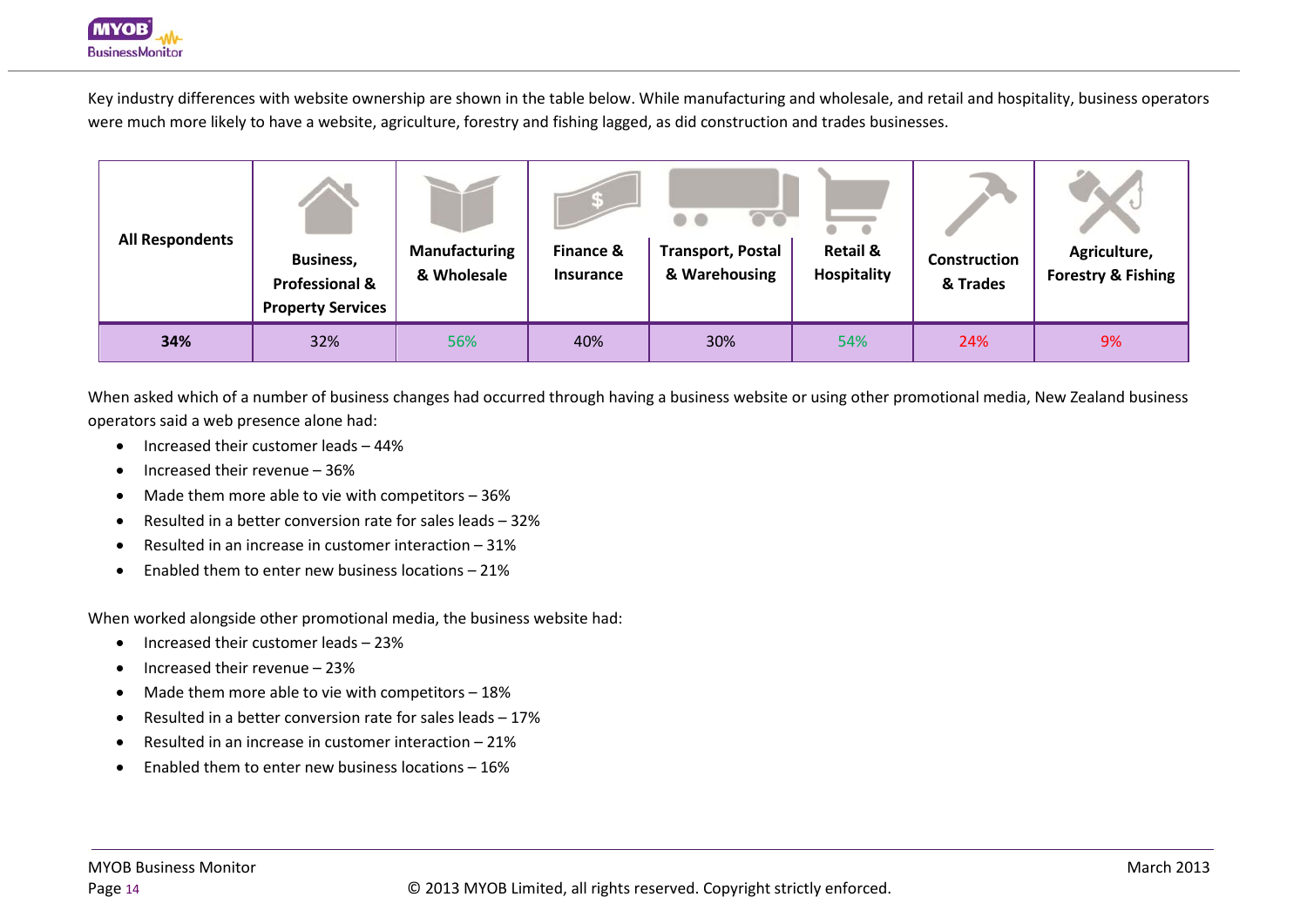Key industry differences with website ownership are shown in the table below. While manufacturing and wholesale, and retail and hospitality, business operators were much more likely to have a website, agriculture, forestry and fishing lagged, as did construction and trades businesses.

| All Respondents | Business, Professional & Property Services | Manufacturing & Wholesale | Finance & Insurance | Transport, Postal & Warehousing | Retail & Hospitality | Construction & Trades | Agriculture, Forestry & Fishing |
|---|---|---|---|---|---|---|---|
| **34%** | 32% | 56% | 40% | 30% | 54% | 24% | 9% |

When asked which of a number of business changes had occurred through having a business website or using other promotional media, New Zealand business operators said a web presence alone had:

- Increased their customer leads – 44%
- Increased their revenue – 36%
- Made them more able to vie with competitors – 36%
- Resulted in a better conversion rate for sales leads – 32%
- Resulted in an increase in customer interaction – 31%
- Enabled them to enter new business locations – 21%

When worked alongside other promotional media, the business website had:

- Increased their customer leads – 23%
- Increased their revenue – 23%
- Made them more able to vie with competitors – 18%
- Resulted in a better conversion rate for sales leads – 17%
- Resulted in an increase in customer interaction – 21%
- Enabled them to enter new business locations – 16%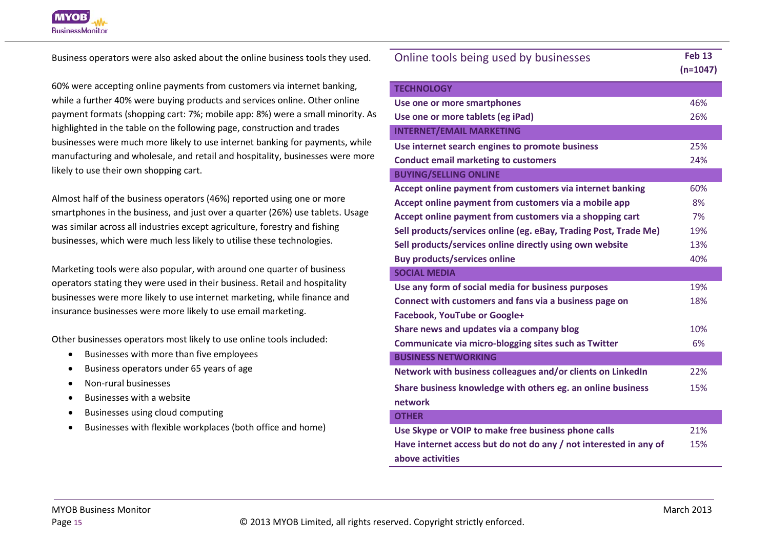Business operators were also asked about the online business tools they used.

60% were accepting online payments from customers via internet banking, while a further 40% were buying products and services online. Other online payment formats (shopping cart: 7%; mobile app: 8%) were a small minority. As highlighted in the table on the following page, construction and trades businesses were much more likely to use internet banking for payments, while manufacturing and wholesale, and retail and hospitality, businesses were more likely to use their own shopping cart.

Almost half of the business operators (46%) reported using one or more smartphones in the business, and just over a quarter (26%) use tablets. Usage was similar across all industries except agriculture, forestry and fishing businesses, which were much less likely to utilise these technologies.

Marketing tools were also popular, with around one quarter of business operators stating they were used in their business. Retail and hospitality businesses were more likely to use internet marketing, while finance and insurance businesses were more likely to use email marketing.

Other businesses operators most likely to use online tools included:

- Businesses with more than five employees
- Business operators under 65 years of age
- Non-rural businesses
- Businesses with a website
- Businesses using cloud computing
- Businesses with flexible workplaces (both office and home)

| Online tools being used by businesses | Feb 13 (n=1047) |
|---|---|
| **TECHNOLOGY** | |
| **Use one or more smartphones** | 46% |
| **Use one or more tablets (eg iPad)** | 26% |
| **INTERNET/EMAIL MARKETING** | |
| **Use internet search engines to promote business** | 25% |
| **Conduct email marketing to customers** | 24% |
| **BUYING/SELLING ONLINE** | |
| **Accept online payment from customers via internet banking** | 60% |
| **Accept online payment from customers via a mobile app** | 8% |
| **Accept online payment from customers via a shopping cart** | 7% |
| **Sell products/services online (eg. eBay, Trading Post, Trade Me)** | 19% |
| **Sell products/services online directly using own website** | 13% |
| **Buy products/services online** | 40% |
| **SOCIAL MEDIA** | |
| **Use any form of social media for business purposes** | 19% |
| **Connect with customers and fans via a business page on Facebook, YouTube or Google+** | 18% |
| **Share news and updates via a company blog** | 10% |
| **Communicate via micro-blogging sites such as Twitter** | 6% |
| **BUSINESS NETWORKING** | |
| **Network with business colleagues and/or clients on LinkedIn** | 22% |
| **Share business knowledge with others eg. an online business network** | 15% |
| **OTHER** | |
| **Use Skype or VOIP to make free business phone calls** | 21% |
| **Have internet access but do not do any / not interested in any of above activities** | 15% |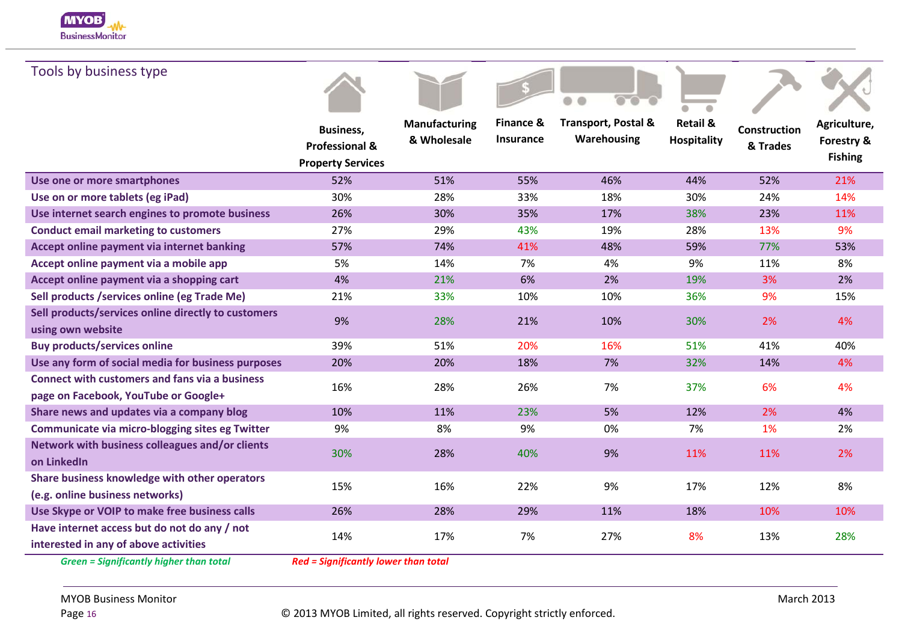## Tools by business type

| | Business, Professional & Property Services | Manufacturing & Wholesale | Finance & Insurance | Transport, Postal & Warehousing | Retail & Hospitality | Construction & Trades | Agriculture, Forestry & Fishing |
|---|---|---|---|---|---|---|---|
| Use one or more smartphones | 52% | 51% | 55% | 46% | 44% | 52% | 21% |
| Use on or more tablets (eg iPad) | 30% | 28% | 33% | 18% | 30% | 24% | 14% |
| Use internet search engines to promote business | 26% | 30% | 35% | 17% | 38% | 23% | 11% |
| Conduct email marketing to customers | 27% | 29% | 43% | 19% | 28% | 13% | 9% |
| Accept online payment via internet banking | 57% | 74% | 41% | 48% | 59% | 77% | 53% |
| Accept online payment via a mobile app | 5% | 14% | 7% | 4% | 9% | 11% | 8% |
| Accept online payment via a shopping cart | 4% | 21% | 6% | 2% | 19% | 3% | 2% |
| Sell products /services online (eg Trade Me) | 21% | 33% | 10% | 10% | 36% | 9% | 15% |
| Sell products/services online directly to customers using own website | 9% | 28% | 21% | 10% | 30% | 2% | 4% |
| Buy products/services online | 39% | 51% | 20% | 16% | 51% | 41% | 40% |
| Use any form of social media for business purposes | 20% | 20% | 18% | 7% | 32% | 14% | 4% |
| Connect with customers and fans via a business page on Facebook, YouTube or Google+ | 16% | 28% | 26% | 7% | 37% | 6% | 4% |
| Share news and updates via a company blog | 10% | 11% | 23% | 5% | 12% | 2% | 4% |
| Communicate via micro-blogging sites eg Twitter | 9% | 8% | 9% | 0% | 7% | 1% | 2% |
| Network with business colleagues and/or clients on LinkedIn | 30% | 28% | 40% | 9% | 11% | 11% | 2% |
| Share business knowledge with other operators (e.g. online business networks) | 15% | 16% | 22% | 9% | 17% | 12% | 8% |
| Use Skype or VOIP to make free business calls | 26% | 28% | 29% | 11% | 18% | 10% | 10% |
| Have internet access but do not do any / not interested in any of above activities | 14% | 17% | 7% | 27% | 8% | 13% | 28% |

*Green = Significantly higher than total* *Red = Significantly lower than total*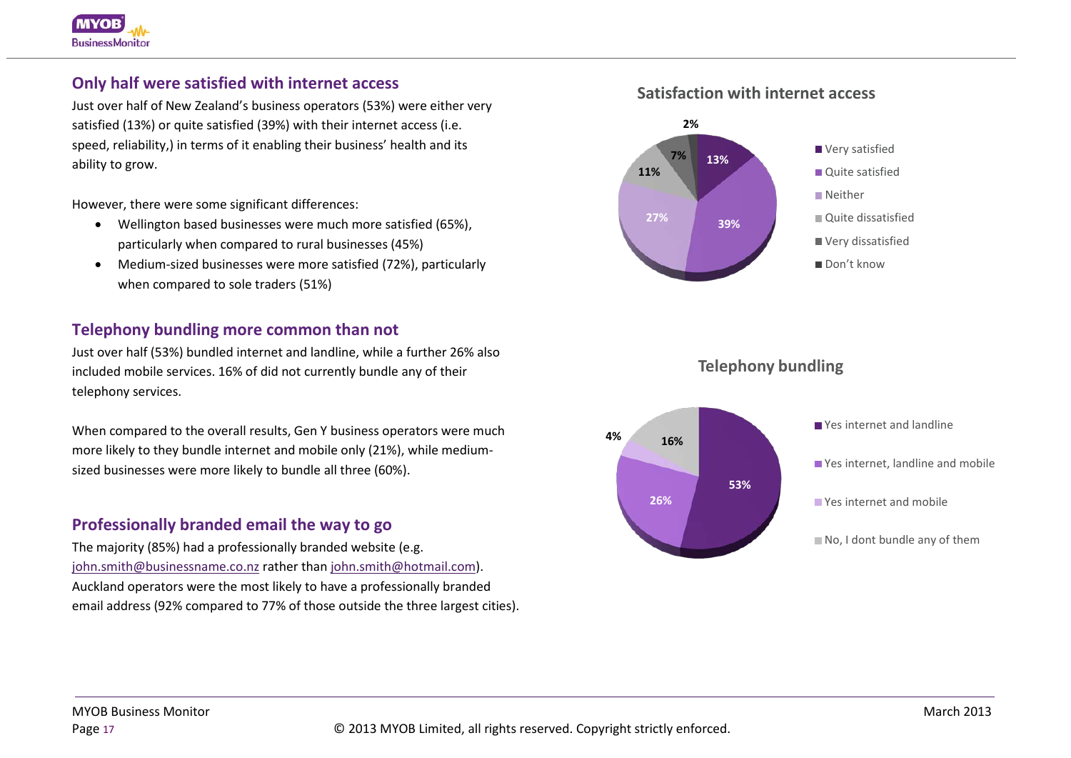## Only half were satisfied with internet access

Just over half of New Zealand's business operators (53%) were either very satisfied (13%) or quite satisfied (39%) with their internet access (i.e. speed, reliability,) in terms of it enabling their business' health and its ability to grow.

However, there were some significant differences:

- Wellington based businesses were much more satisfied (65%), particularly when compared to rural businesses (45%)
- Medium-sized businesses were more satisfied (72%), particularly when compared to sole traders (51%)

**Satisfaction with internet access**

| Response | % |
|---|---|
| Very satisfied | 13% |
| Quite satisfied | 39% |
| Neither | 27% |
| Quite dissatisfied | 11% |
| Very dissatisfied | 7% |
| Don't know | 2% |

## Telephony bundling more common than not

Just over half (53%) bundled internet and landline, while a further 26% also included mobile services. 16% of did not currently bundle any of their telephony services.

When compared to the overall results, Gen Y business operators were much more likely to they bundle internet and mobile only (21%), while medium-sized businesses were more likely to bundle all three (60%).

**Telephony bundling**

| Response | % |
|---|---|
| Yes internet and landline | 53% |
| Yes internet, landline and mobile | 26% |
| Yes internet and mobile | 4% |
| No, I dont bundle any of them | 16% |

## Professionally branded email the way to go

The majority (85%) had a professionally branded website (e.g. john.smith@businessname.co.nz rather than john.smith@hotmail.com). Auckland operators were the most likely to have a professionally branded email address (92% compared to 77% of those outside the three largest cities).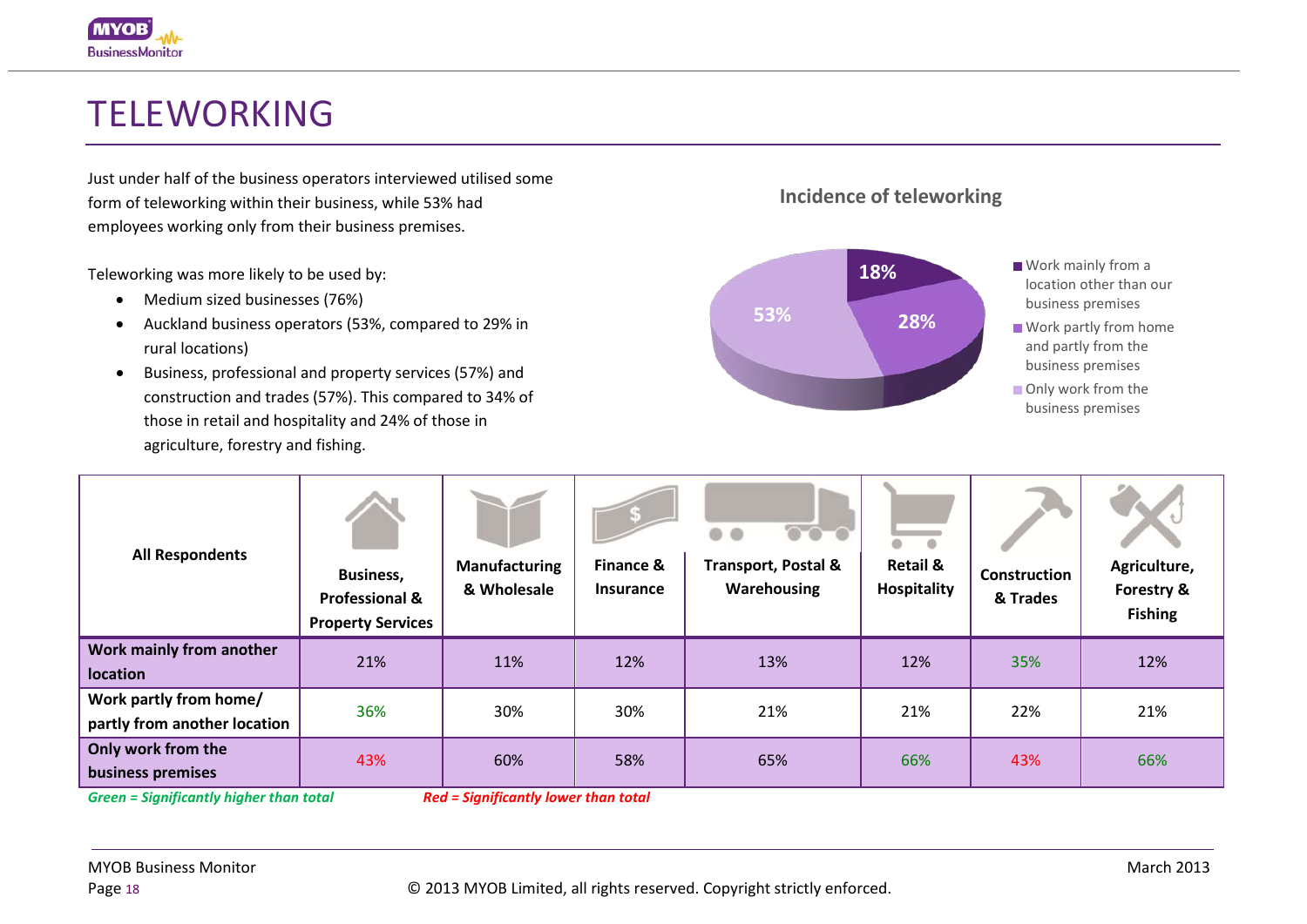# TELEWORKING

Just under half of the business operators interviewed utilised some form of teleworking within their business, while 53% had employees working only from their business premises.

Teleworking was more likely to be used by:

- Medium sized businesses (76%)
- Auckland business operators (53%, compared to 29% in rural locations)
- Business, professional and property services (57%) and construction and trades (57%). This compared to 34% of those in retail and hospitality and 24% of those in agriculture, forestry and fishing.

**Incidence of teleworking**

- Work mainly from a location other than our business premises: 18%
- Work partly from home and partly from the business premises: 28%
- Only work from the business premises: 53%

| All Respondents | Business, Professional & Property Services | Manufacturing & Wholesale | Finance & Insurance | Transport, Postal & Warehousing | Retail & Hospitality | Construction & Trades | Agriculture, Forestry & Fishing |
|---|---|---|---|---|---|---|---|
| Work mainly from another location | 21% | 11% | 12% | 13% | 12% | 35% | 12% |
| Work partly from home/ partly from another location | 36% | 30% | 30% | 21% | 21% | 22% | 21% |
| Only work from the business premises | 43% | 60% | 58% | 65% | 66% | 43% | 66% |

*Green = Significantly higher than total* *Red = Significantly lower than total*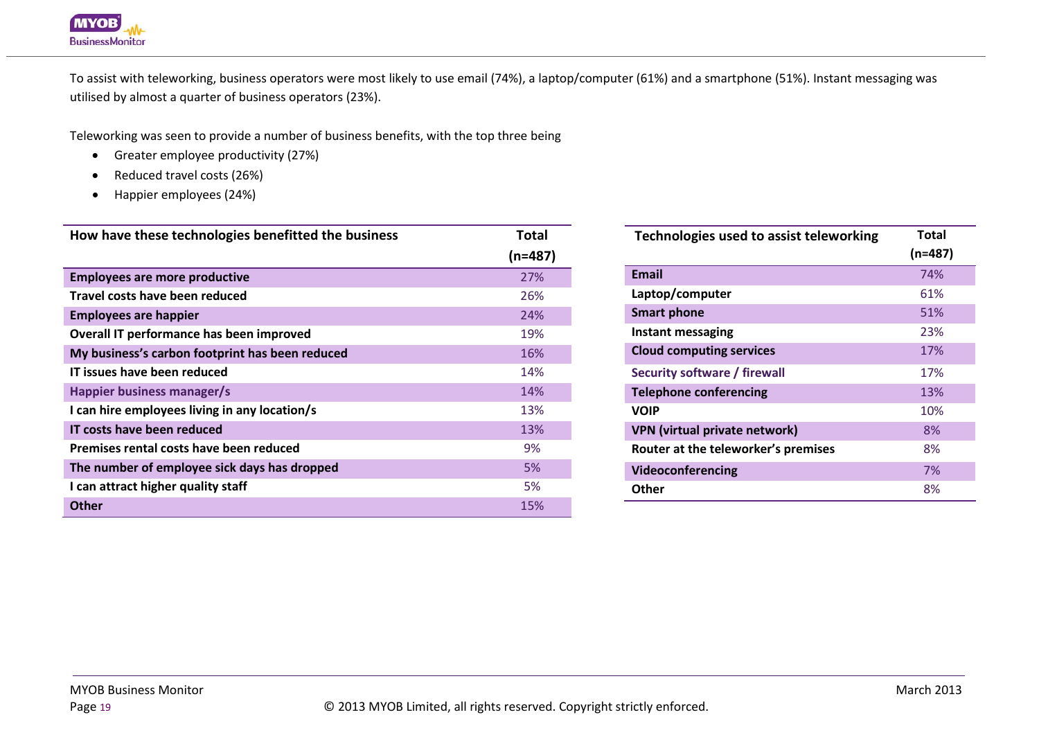To assist with teleworking, business operators were most likely to use email (74%), a laptop/computer (61%) and a smartphone (51%). Instant messaging was utilised by almost a quarter of business operators (23%).

Teleworking was seen to provide a number of business benefits, with the top three being

- Greater employee productivity (27%)
- Reduced travel costs (26%)
- Happier employees (24%)

| How have these technologies benefitted the business | Total (n=487) |
|---|---|
| **Employees are more productive** | 27% |
| **Travel costs have been reduced** | 26% |
| **Employees are happier** | 24% |
| **Overall IT performance has been improved** | 19% |
| **My business's carbon footprint has been reduced** | 16% |
| **IT issues have been reduced** | 14% |
| **Happier business manager/s** | 14% |
| **I can hire employees living in any location/s** | 13% |
| **IT costs have been reduced** | 13% |
| **Premises rental costs have been reduced** | 9% |
| **The number of employee sick days has dropped** | 5% |
| **I can attract higher quality staff** | 5% |
| **Other** | 15% |

| Technologies used to assist teleworking | Total (n=487) |
|---|---|
| **Email** | 74% |
| **Laptop/computer** | 61% |
| **Smart phone** | 51% |
| **Instant messaging** | 23% |
| **Cloud computing services** | 17% |
| **Security software / firewall** | 17% |
| **Telephone conferencing** | 13% |
| **VOIP** | 10% |
| **VPN (virtual private network)** | 8% |
| **Router at the teleworker's premises** | 8% |
| **Videoconferencing** | 7% |
| **Other** | 8% |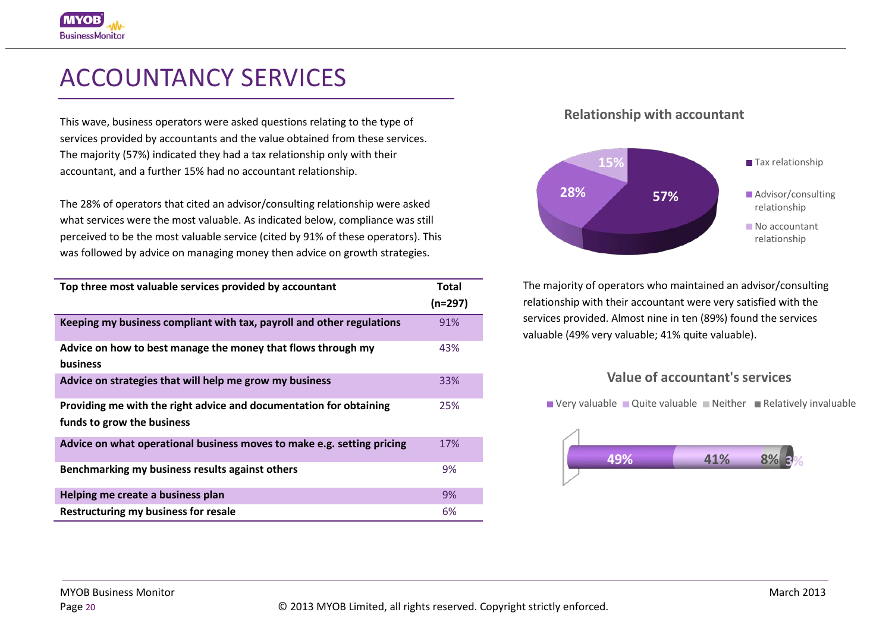# ACCOUNTANCY SERVICES

This wave, business operators were asked questions relating to the type of services provided by accountants and the value obtained from these services. The majority (57%) indicated they had a tax relationship only with their accountant, and a further 15% had no accountant relationship.

The 28% of operators that cited an advisor/consulting relationship were asked what services were the most valuable. As indicated below, compliance was still perceived to be the most valuable service (cited by 91% of these operators). This was followed by advice on managing money then advice on growth strategies.

| Top three most valuable services provided by accountant | Total (n=297) |
|---|---|
| **Keeping my business compliant with tax, payroll and other regulations** | 91% |
| **Advice on how to best manage the money that flows through my business** | 43% |
| **Advice on strategies that will help me grow my business** | 33% |
| **Providing me with the right advice and documentation for obtaining funds to grow the business** | 25% |
| **Advice on what operational business moves to make e.g. setting pricing** | 17% |
| **Benchmarking my business results against others** | 9% |
| **Helping me create a business plan** | 9% |
| **Restructuring my business for resale** | 6% |

### Relationship with accountant

- Tax relationship: 57%
- Advisor/consulting relationship: 28%
- No accountant relationship: 15%

The majority of operators who maintained an advisor/consulting relationship with their accountant were very satisfied with the services provided. Almost nine in ten (89%) found the services valuable (49% very valuable; 41% quite valuable).

### Value of accountant's services

- Very valuable: 49%
- Quite valuable: 41%
- Neither: 8%
- Relatively invaluable: 3%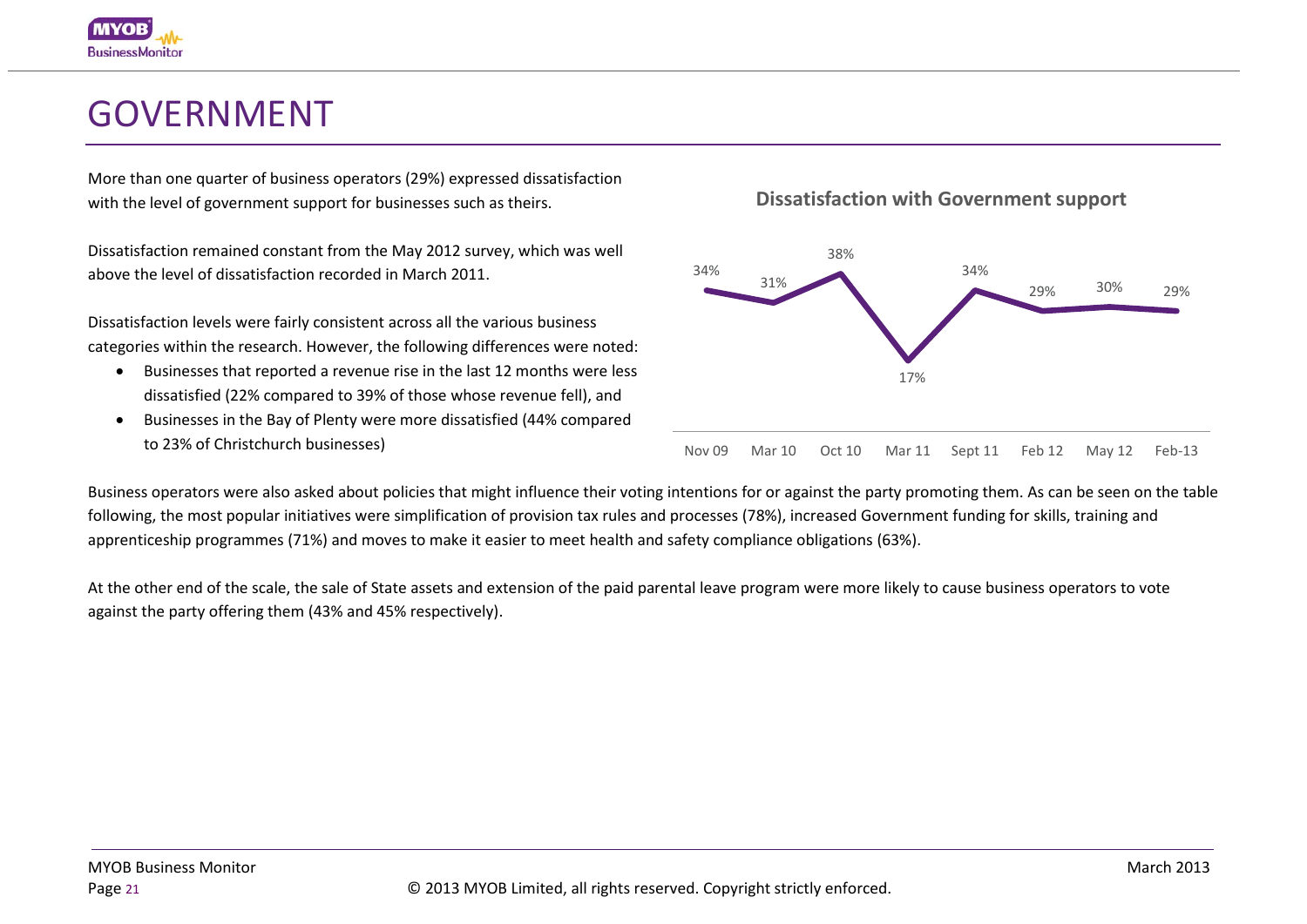# GOVERNMENT

More than one quarter of business operators (29%) expressed dissatisfaction with the level of government support for businesses such as theirs.

Dissatisfaction remained constant from the May 2012 survey, which was well above the level of dissatisfaction recorded in March 2011.

Dissatisfaction levels were fairly consistent across all the various business categories within the research. However, the following differences were noted:

- Businesses that reported a revenue rise in the last 12 months were less dissatisfied (22% compared to 39% of those whose revenue fell), and
- Businesses in the Bay of Plenty were more dissatisfied (44% compared to 23% of Christchurch businesses)

**Dissatisfaction with Government support**

| Nov 09 | Mar 10 | Oct 10 | Mar 11 | Sept 11 | Feb 12 | May 12 | Feb-13 |
|---|---|---|---|---|---|---|---|
| 34% | 31% | 38% | 17% | 34% | 29% | 30% | 29% |

Business operators were also asked about policies that might influence their voting intentions for or against the party promoting them. As can be seen on the table following, the most popular initiatives were simplification of provision tax rules and processes (78%), increased Government funding for skills, training and apprenticeship programmes (71%) and moves to make it easier to meet health and safety compliance obligations (63%).

At the other end of the scale, the sale of State assets and extension of the paid parental leave program were more likely to cause business operators to vote against the party offering them (43% and 45% respectively).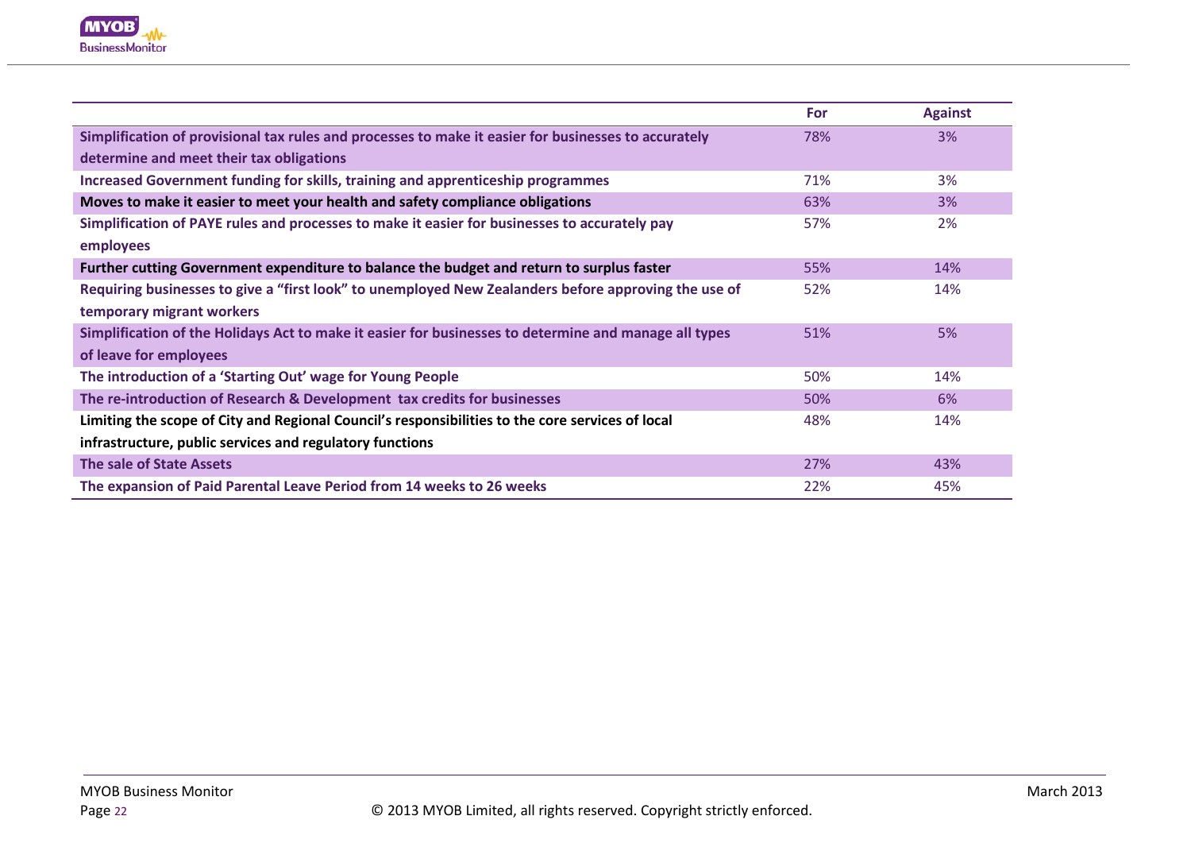| | For | Against |
|---|---|---|
| **Simplification of provisional tax rules and processes to make it easier for businesses to accurately determine and meet their tax obligations** | 78% | 3% |
| **Increased Government funding for skills, training and apprenticeship programmes** | 71% | 3% |
| **Moves to make it easier to meet your health and safety compliance obligations** | 63% | 3% |
| **Simplification of PAYE rules and processes to make it easier for businesses to accurately pay employees** | 57% | 2% |
| **Further cutting Government expenditure to balance the budget and return to surplus faster** | 55% | 14% |
| **Requiring businesses to give a "first look" to unemployed New Zealanders before approving the use of temporary migrant workers** | 52% | 14% |
| **Simplification of the Holidays Act to make it easier for businesses to determine and manage all types of leave for employees** | 51% | 5% |
| **The introduction of a 'Starting Out' wage for Young People** | 50% | 14% |
| **The re-introduction of Research & Development tax credits for businesses** | 50% | 6% |
| **Limiting the scope of City and Regional Council's responsibilities to the core services of local infrastructure, public services and regulatory functions** | 48% | 14% |
| **The sale of State Assets** | 27% | 43% |
| **The expansion of Paid Parental Leave Period from 14 weeks to 26 weeks** | 22% | 45% |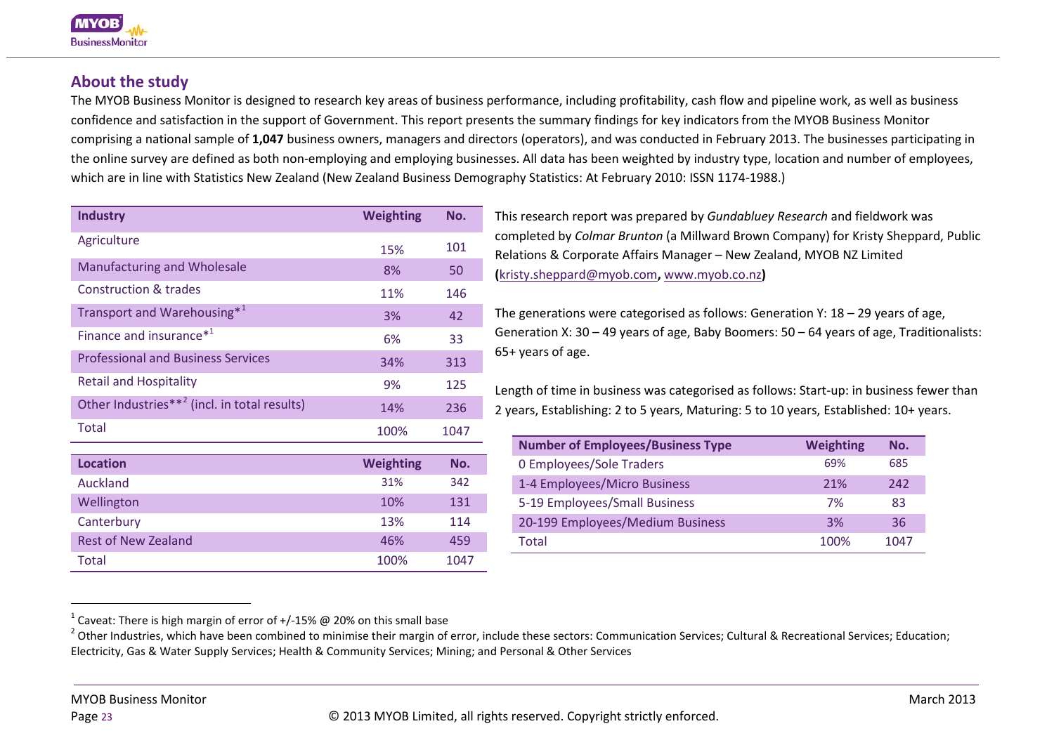## About the study

The MYOB Business Monitor is designed to research key areas of business performance, including profitability, cash flow and pipeline work, as well as business confidence and satisfaction in the support of Government. This report presents the summary findings for key indicators from the MYOB Business Monitor comprising a national sample of **1,047** business owners, managers and directors (operators), and was conducted in February 2013. The businesses participating in the online survey are defined as both non-employing and employing businesses. All data has been weighted by industry type, location and number of employees, which are in line with Statistics New Zealand (New Zealand Business Demography Statistics: At February 2010: ISSN 1174-1988.)

| Industry | Weighting | No. |
|---|---|---|
| Agriculture | 15% | 101 |
| Manufacturing and Wholesale | 8% | 50 |
| Construction & trades | 11% | 146 |
| Transport and Warehousing*[1] | 3% | 42 |
| Finance and insurance*[1] | 6% | 33 |
| Professional and Business Services | 34% | 313 |
| Retail and Hospitality | 9% | 125 |
| Other Industries**[2] (incl. in total results) | 14% | 236 |
| Total | 100% | 1047 |

| Location | Weighting | No. |
|---|---|---|
| Auckland | 31% | 342 |
| Wellington | 10% | 131 |
| Canterbury | 13% | 114 |
| Rest of New Zealand | 46% | 459 |
| Total | 100% | 1047 |

This research report was prepared by *Gundabluey Research* and fieldwork was completed by *Colmar Brunton* (a Millward Brown Company) for Kristy Sheppard, Public Relations & Corporate Affairs Manager – New Zealand, MYOB NZ Limited **(**kristy.sheppard@myob.com**,** www.myob.co.nz**)**

The generations were categorised as follows: Generation Y: 18 – 29 years of age, Generation X: 30 – 49 years of age, Baby Boomers: 50 – 64 years of age, Traditionalists: 65+ years of age.

Length of time in business was categorised as follows: Start-up: in business fewer than 2 years, Establishing: 2 to 5 years, Maturing: 5 to 10 years, Established: 10+ years.

| Number of Employees/Business Type | Weighting | No. |
|---|---|---|
| 0 Employees/Sole Traders | 69% | 685 |
| 1-4 Employees/Micro Business | 21% | 242 |
| 5-19 Employees/Small Business | 7% | 83 |
| 20-199 Employees/Medium Business | 3% | 36 |
| Total | 100% | 1047 |

---

[1] Caveat: There is high margin of error of +/-15% @ 20% on this small base

[2] Other Industries, which have been combined to minimise their margin of error, include these sectors: Communication Services; Cultural & Recreational Services; Education; Electricity, Gas & Water Supply Services; Health & Community Services; Mining; and Personal & Other Services

© 2013 MYOB Limited, all rights reserved. Copyright strictly enforced.